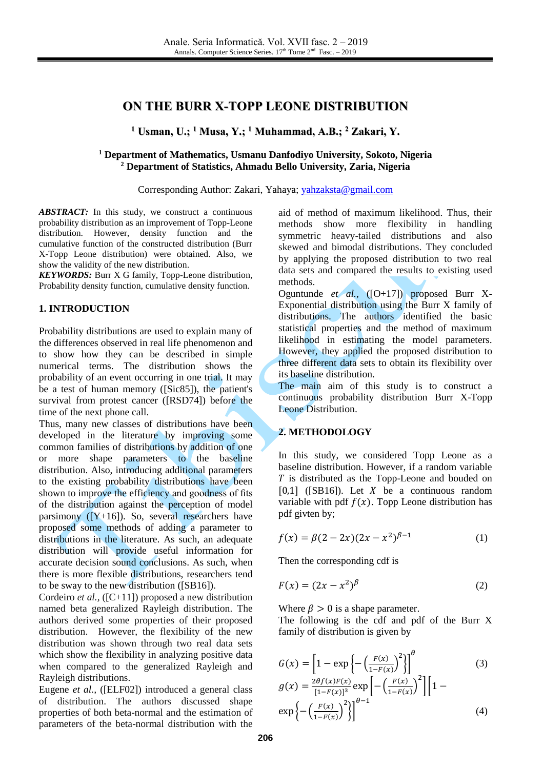# ON THE BURR X-TOPP LEONE DISTRIBUTION

**[1] Usman, U.; [1] Musa, Y.; [1] Muhammad, A.B.; [2] Zakari, Y.**

**[1] Department of Mathematics, Usmanu Danfodiyo University, Sokoto, Nigeria**
**[2] Department of Statistics, Ahmadu Bello University, Zaria, Nigeria**

Corresponding Author: Zakari, Yahaya; yahzaksta@gmail.com

***ABSTRACT:*** In this study, we construct a continuous probability distribution as an improvement of Topp-Leone distribution. However, density function and the cumulative function of the constructed distribution (Burr X-Topp Leone distribution) were obtained. Also, we show the validity of the new distribution.

***KEYWORDS:*** Burr X G family, Topp-Leone distribution, Probability density function, cumulative density function.

## 1. INTRODUCTION

Probability distributions are used to explain many of the differences observed in real life phenomenon and to show how they can be described in simple numerical terms. The distribution shows the probability of an event occurring in one trial. It may be a test of human memory ([Sic85]), the patient's survival from protest cancer ([RSD74]) before the time of the next phone call.

Thus, many new classes of distributions have been developed in the literature by improving some common families of distributions by addition of one or more shape parameters to the baseline distribution. Also, introducing additional parameters to the existing probability distributions have been shown to improve the efficiency and goodness of fits of the distribution against the perception of model parsimony ([Y+16]). So, several researchers have proposed some methods of adding a parameter to distributions in the literature. As such, an adequate distribution will provide useful information for accurate decision sound conclusions. As such, when there is more flexible distributions, researchers tend to be sway to the new distribution ([SB16]).

Cordeiro *et al.*, ([C+11]) proposed a new distribution named beta generalized Rayleigh distribution. The authors derived some properties of their proposed distribution. However, the flexibility of the new distribution was shown through two real data sets which show the flexibility in analyzing positive data when compared to the generalized Rayleigh and Rayleigh distributions.

Eugene *et al.*, ([ELF02]) introduced a general class of distribution. The authors discussed shape properties of both beta-normal and the estimation of parameters of the beta-normal distribution with the aid of method of maximum likelihood. Thus, their methods show more flexibility in handling symmetric heavy-tailed distributions and also skewed and bimodal distributions. They concluded by applying the proposed distribution to two real data sets and compared the results to existing used methods.

Oguntunde *et al.*, ([O+17]) proposed Burr X-Exponential distribution using the Burr X family of distributions. The authors identified the basic statistical properties and the method of maximum likelihood in estimating the model parameters. However, they applied the proposed distribution to three different data sets to obtain its flexibility over its baseline distribution.

The main aim of this study is to construct a continuous probability distribution Burr X-Topp Leone Distribution.

## 2. METHODOLOGY

In this study, we considered Topp Leone as a baseline distribution. However, if a random variable $T$ is distributed as the Topp-Leone and bouded on $[0,1]$ ([SB16]). Let $X$ be a continuous random variable with pdf $f(x)$. Topp Leone distribution has pdf givten by;

$$f(x) = \beta(2-2x)(2x-x^2)^{\beta-1} \tag{1}$$

Then the corresponding cdf is

$$F(x) = (2x-x^2)^{\beta} \tag{2}$$

Where $\beta > 0$ is a shape parameter.

The following is the cdf and pdf of the Burr X family of distribution is given by

$$G(x) = \left[1-\exp\left\{-\left(\frac{F(x)}{1-F(x)}\right)^2\right\}\right]^{\theta} \tag{3}$$

$$g(x) = \frac{2\theta f(x)F(x)}{[1-F(x)]^3}\exp\left[-\left(\frac{F(x)}{1-F(x)}\right)^2\right]\left[1-\exp\left\{-\left(\frac{F(x)}{1-F(x)}\right)^2\right\}\right]^{\theta-1} \tag{4}$$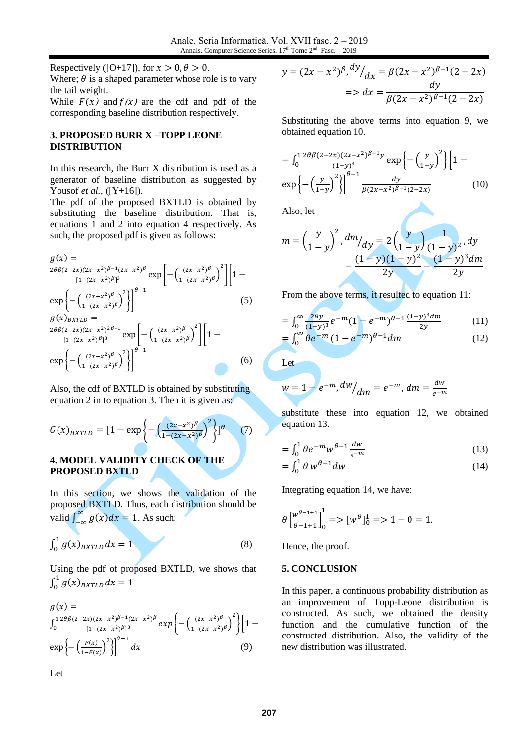Respectively ([O+17]), for $x > 0, \theta > 0$.
Where; $\theta$ is a shaped parameter whose role is to vary the tail weight.
While $F(x)$ and $f(x)$ are the cdf and pdf of the corresponding baseline distribution respectively.

## 3. PROPOSED BURR X –TOPP LEONE DISTRIBUTION

In this research, the Burr X distribution is used as a generator of baseline distribution as suggested by Yousof *et al.*, ([Y+16]).
The pdf of the proposed BXTLD is obtained by substituting the baseline distribution. That is, equations 1 and 2 into equation 4 respectively. As such, the proposed pdf is given as follows:

$$g(x) = \frac{2\theta\beta(2-2x)(2x-x^2)^{\beta-1}(2x-x^2)^{\beta}}{[1-(2x-x^2)^{\beta}]^3} \exp\left[-\left(\frac{(2x-x^2)^{\beta}}{1-(2x-x^2)^{\beta}}\right)^2\right]\left[1-\exp\left\{-\left(\frac{(2x-x^2)^{\beta}}{1-(2x-x^2)^{\beta}}\right)^2\right\}\right]^{\theta-1} \quad (5)$$

$$g(x)_{BXTLD} = \frac{2\theta\beta(2-2x)(2x-x^2)^{2\beta-1}}{[1-(2x-x^2)^{\beta}]^3} \exp\left[-\left(\frac{(2x-x^2)^{\beta}}{1-(2x-x^2)^{\beta}}\right)^2\right]\left[1-\exp\left\{-\left(\frac{(2x-x^2)^{\beta}}{1-(2x-x^2)^{\beta}}\right)^2\right\}\right]^{\theta-1} \quad (6)$$

Also, the cdf of BXTLD is obtained by substituting equation 2 in to equation 3. Then it is given as:

$$G(x)_{BXTLD} = [1-\exp\left\{-\left(\frac{(2x-x^2)^{\beta}}{1-(2x-x^2)^{\beta}}\right)^2\right\}]^{\theta} \quad (7)$$

## 4. MODEL VALIDITY CHECK OF THE PROPOSED BXTLD

In this section, we shows the validation of the proposed BXTLD. Thus, each distribution should be valid $\int_{-\infty}^{\infty} g(x)dx = 1$. As such;

$$\int_0^1 g(x)_{BXTLD}\,dx = 1 \quad (8)$$

Using the pdf of proposed BXTLD, we shows that $\int_0^1 g(x)_{BXTLD}\,dx = 1$

$$g(x) = \int_0^1 \frac{2\theta\beta(2-2x)(2x-x^2)^{\beta-1}(2x-x^2)^{\beta}}{[1-(2x-x^2)^{\beta}]^3} exp\left\{-\left(\frac{(2x-x^2)^{\beta}}{1-(2x-x^2)^{\beta}}\right)^2\right\}\left[1-\exp\left\{-\left(\frac{F(x)}{1-F(x)}\right)^2\right\}\right]^{\theta-1} dx \quad (9)$$

Let

$$y = (2x-x^2)^{\beta}, \; {dy}/{dx} = \beta(2x-x^2)^{\beta-1}(2-2x)$$
$$=> dx = \frac{dy}{\beta(2x-x^2)^{\beta-1}(2-2x)}$$

Substituting the above terms into equation 9, we obtained equation 10.

$$= \int_0^1 \frac{2\theta\beta(2-2x)(2x-x^2)^{\beta-1}y}{(1-y)^3} \exp\left\{-\left(\frac{y}{1-y}\right)^2\right\}\left[1-\exp\left\{-\left(\frac{y}{1-y}\right)^2\right\}\right]^{\theta-1} \frac{dy}{\beta(2x-x^2)^{\beta-1}(2-2x)} \quad (10)$$

Also, let

$$m = \left(\frac{y}{1-y}\right)^2, \; {dm}/{dy} = 2\left(\frac{y}{1-y}\right)\frac{1}{(1-y)^2}, dy = \frac{(1-y)(1-y)^2}{2y} = \frac{(1-y)^3 dm}{2y}$$

From the above terms, it resulted to equation 11:

$$= \int_0^{\infty} \frac{2\theta y}{(1-y)^3} e^{-m}(1-e^{-m})^{\theta-1}\frac{(1-y)^3 dm}{2y} \quad (11)$$

$$= \int_0^{\infty} \theta e^{-m}(1-e^{-m})^{\theta-1}dm \quad (12)$$

Let

$$w = 1-e^{-m}, {dw}/{dm} = e^{-m}, dm = \frac{dw}{e^{-m}}$$

substitute these into equation 12, we obtained equation 13.

$$= \int_0^1 \theta e^{-m} w^{\theta-1}\frac{dw}{e^{-m}} \quad (13)$$

$$= \int_0^1 \theta\, w^{\theta-1}dw \quad (14)$$

Integrating equation 14, we have:

$$\theta\left[\frac{w^{\theta-1+1}}{\theta-1+1}\right]_0^1 => [w^{\theta}]_0^1 => 1-0 = 1.$$

Hence, the proof.

## 5. CONCLUSION

In this paper, a continuous probability distribution as an improvement of Topp-Leone distribution is constructed. As such, we obtained the density function and the cumulative function of the constructed distribution. Also, the validity of the new distribution was illustrated.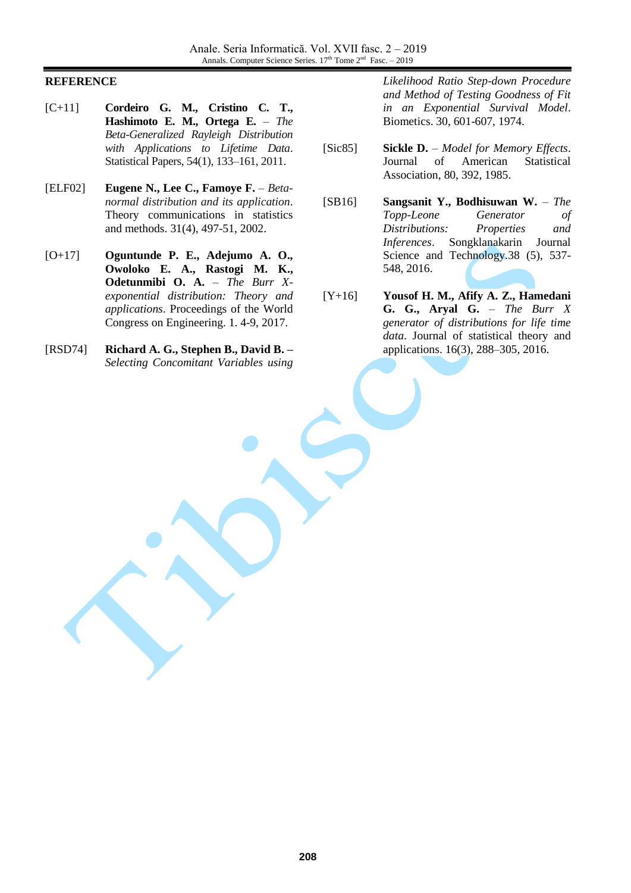## REFERENCE

[C+11] **Cordeiro G. M., Cristino C. T., Hashimoto E. M., Ortega E.** – *The Beta-Generalized Rayleigh Distribution with Applications to Lifetime Data*. Statistical Papers, 54(1), 133–161, 2011.

[ELF02] **Eugene N., Lee C., Famoye F.** – *Beta-normal distribution and its application*. Theory communications in statistics and methods. 31(4), 497-51, 2002.

[O+17] **Oguntunde P. E., Adejumo A. O., Owoloko E. A., Rastogi M. K., Odetunmibi O. A.** – *The Burr X-exponential distribution: Theory and applications*. Proceedings of the World Congress on Engineering. 1. 4-9, 2017.

[RSD74] **Richard A. G., Stephen B., David B.** – *Selecting Concomitant Variables using Likelihood Ratio Step-down Procedure and Method of Testing Goodness of Fit in an Exponential Survival Model*. Biometics. 30, 601-607, 1974.

[Sic85] **Sickle D.** – *Model for Memory Effects*. Journal of American Statistical Association, 80, 392, 1985.

[SB16] **Sangsanit Y., Bodhisuwan W.** – *The Topp-Leone Generator of Distributions: Properties and Inferences*. Songklanakarin Journal Science and Technology.38 (5), 537-548, 2016.

[Y+16] **Yousof H. M., Afify A. Z., Hamedani G. G., Aryal G.** – *The Burr X generator of distributions for life time data*. Journal of statistical theory and applications. 16(3), 288–305, 2016.